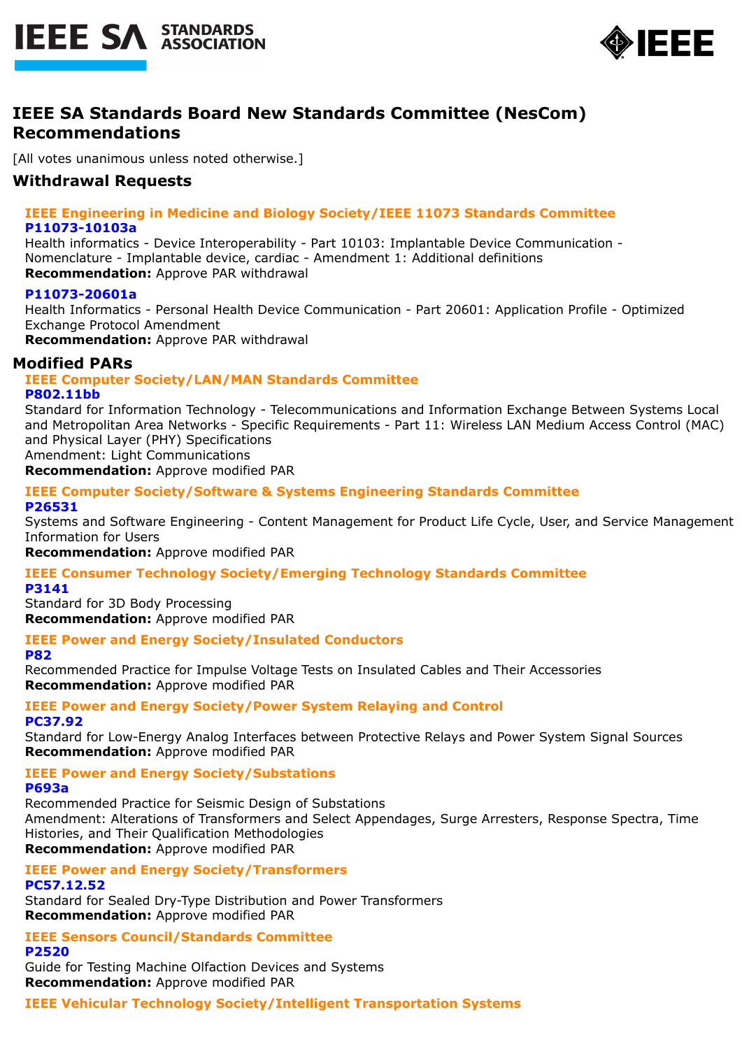# IEEE SA Standards Board New Standards Committee (NesCom) Recommendations

[All votes unanimous unless noted otherwise.]

## Withdrawal Requests

### IEEE Engineering in Medicine and Biology Society/IEEE 11073 Standards Committee

**P11073-10103a**

Health informatics - Device Interoperability - Part 10103: Implantable Device Communication - Nomenclature - Implantable device, cardiac - Amendment 1: Additional definitions

**Recommendation:** Approve PAR withdrawal

**P11073-20601a**

Health Informatics - Personal Health Device Communication - Part 20601: Application Profile - Optimized Exchange Protocol Amendment

**Recommendation:** Approve PAR withdrawal

## Modified PARs

### IEEE Computer Society/LAN/MAN Standards Committee

**P802.11bb**

Standard for Information Technology - Telecommunications and Information Exchange Between Systems Local and Metropolitan Area Networks - Specific Requirements - Part 11: Wireless LAN Medium Access Control (MAC) and Physical Layer (PHY) Specifications

Amendment: Light Communications

**Recommendation:** Approve modified PAR

### IEEE Computer Society/Software & Systems Engineering Standards Committee

**P26531**

Systems and Software Engineering - Content Management for Product Life Cycle, User, and Service Management Information for Users

**Recommendation:** Approve modified PAR

### IEEE Consumer Technology Society/Emerging Technology Standards Committee

**P3141**

Standard for 3D Body Processing

**Recommendation:** Approve modified PAR

### IEEE Power and Energy Society/Insulated Conductors

**P82**

Recommended Practice for Impulse Voltage Tests on Insulated Cables and Their Accessories

**Recommendation:** Approve modified PAR

### IEEE Power and Energy Society/Power System Relaying and Control

**PC37.92**

Standard for Low-Energy Analog Interfaces between Protective Relays and Power System Signal Sources

**Recommendation:** Approve modified PAR

### IEEE Power and Energy Society/Substations

**P693a**

Recommended Practice for Seismic Design of Substations

Amendment: Alterations of Transformers and Select Appendages, Surge Arresters, Response Spectra, Time Histories, and Their Qualification Methodologies

**Recommendation:** Approve modified PAR

### IEEE Power and Energy Society/Transformers

**PC57.12.52**

Standard for Sealed Dry-Type Distribution and Power Transformers

**Recommendation:** Approve modified PAR

### IEEE Sensors Council/Standards Committee

**P2520**

Guide for Testing Machine Olfaction Devices and Systems

**Recommendation:** Approve modified PAR

### IEEE Vehicular Technology Society/Intelligent Transportation Systems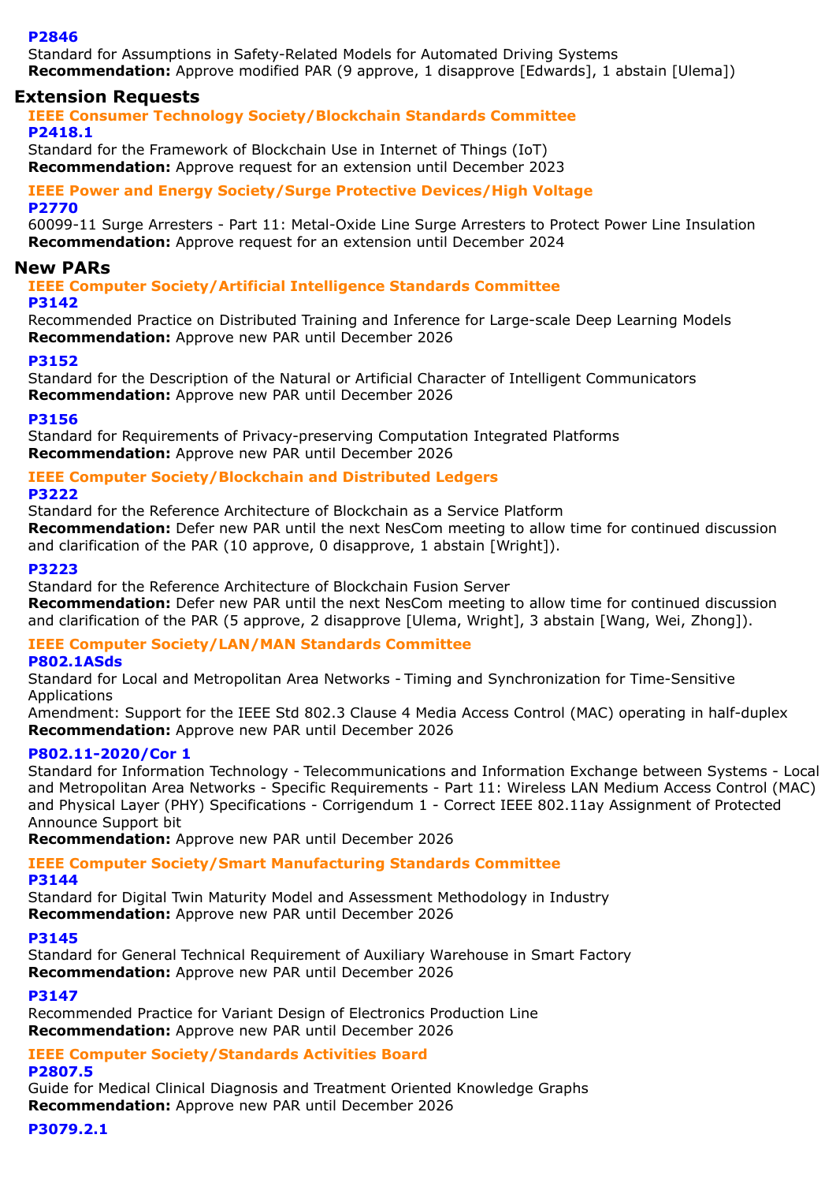**P2846**
Standard for Assumptions in Safety-Related Models for Automated Driving Systems
**Recommendation:** Approve modified PAR (9 approve, 1 disapprove [Edwards], 1 abstain [Ulema])

## Extension Requests

### IEEE Consumer Technology Society/Blockchain Standards Committee

**P2418.1**
Standard for the Framework of Blockchain Use in Internet of Things (IoT)
**Recommendation:** Approve request for an extension until December 2023

### IEEE Power and Energy Society/Surge Protective Devices/High Voltage

**P2770**
60099-11 Surge Arresters - Part 11: Metal-Oxide Line Surge Arresters to Protect Power Line Insulation
**Recommendation:** Approve request for an extension until December 2024

## New PARs

### IEEE Computer Society/Artificial Intelligence Standards Committee

**P3142**
Recommended Practice on Distributed Training and Inference for Large-scale Deep Learning Models
**Recommendation:** Approve new PAR until December 2026

**P3152**
Standard for the Description of the Natural or Artificial Character of Intelligent Communicators
**Recommendation:** Approve new PAR until December 2026

**P3156**
Standard for Requirements of Privacy-preserving Computation Integrated Platforms
**Recommendation:** Approve new PAR until December 2026

### IEEE Computer Society/Blockchain and Distributed Ledgers

**P3222**
Standard for the Reference Architecture of Blockchain as a Service Platform
**Recommendation:** Defer new PAR until the next NesCom meeting to allow time for continued discussion and clarification of the PAR (10 approve, 0 disapprove, 1 abstain [Wright]).

**P3223**
Standard for the Reference Architecture of Blockchain Fusion Server
**Recommendation:** Defer new PAR until the next NesCom meeting to allow time for continued discussion and clarification of the PAR (5 approve, 2 disapprove [Ulema, Wright], 3 abstain [Wang, Wei, Zhong]).

### IEEE Computer Society/LAN/MAN Standards Committee

**P802.1ASds**
Standard for Local and Metropolitan Area Networks - Timing and Synchronization for Time-Sensitive Applications
Amendment: Support for the IEEE Std 802.3 Clause 4 Media Access Control (MAC) operating in half-duplex
**Recommendation:** Approve new PAR until December 2026

**P802.11-2020/Cor 1**
Standard for Information Technology - Telecommunications and Information Exchange between Systems - Local and Metropolitan Area Networks - Specific Requirements - Part 11: Wireless LAN Medium Access Control (MAC) and Physical Layer (PHY) Specifications - Corrigendum 1 - Correct IEEE 802.11ay Assignment of Protected Announce Support bit
**Recommendation:** Approve new PAR until December 2026

### IEEE Computer Society/Smart Manufacturing Standards Committee

**P3144**
Standard for Digital Twin Maturity Model and Assessment Methodology in Industry
**Recommendation:** Approve new PAR until December 2026

**P3145**
Standard for General Technical Requirement of Auxiliary Warehouse in Smart Factory
**Recommendation:** Approve new PAR until December 2026

**P3147**
Recommended Practice for Variant Design of Electronics Production Line
**Recommendation:** Approve new PAR until December 2026

### IEEE Computer Society/Standards Activities Board

**P2807.5**
Guide for Medical Clinical Diagnosis and Treatment Oriented Knowledge Graphs
**Recommendation:** Approve new PAR until December 2026

**P3079.2.1**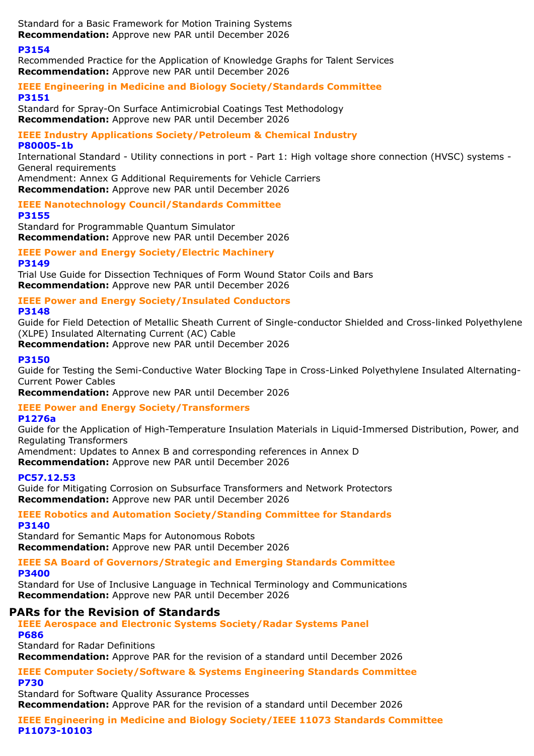Standard for a Basic Framework for Motion Training Systems
**Recommendation:** Approve new PAR until December 2026

**P3154**
Recommended Practice for the Application of Knowledge Graphs for Talent Services
**Recommendation:** Approve new PAR until December 2026

### IEEE Engineering in Medicine and Biology Society/Standards Committee

**P3151**
Standard for Spray-On Surface Antimicrobial Coatings Test Methodology
**Recommendation:** Approve new PAR until December 2026

### IEEE Industry Applications Society/Petroleum & Chemical Industry

**P80005-1b**
International Standard - Utility connections in port - Part 1: High voltage shore connection (HVSC) systems - General requirements
Amendment: Annex G Additional Requirements for Vehicle Carriers
**Recommendation:** Approve new PAR until December 2026

### IEEE Nanotechnology Council/Standards Committee

**P3155**
Standard for Programmable Quantum Simulator
**Recommendation:** Approve new PAR until December 2026

### IEEE Power and Energy Society/Electric Machinery

**P3149**
Trial Use Guide for Dissection Techniques of Form Wound Stator Coils and Bars
**Recommendation:** Approve new PAR until December 2026

### IEEE Power and Energy Society/Insulated Conductors

**P3148**
Guide for Field Detection of Metallic Sheath Current of Single-conductor Shielded and Cross-linked Polyethylene (XLPE) Insulated Alternating Current (AC) Cable
**Recommendation:** Approve new PAR until December 2026

**P3150**
Guide for Testing the Semi-Conductive Water Blocking Tape in Cross-Linked Polyethylene Insulated Alternating-Current Power Cables
**Recommendation:** Approve new PAR until December 2026

### IEEE Power and Energy Society/Transformers

**P1276a**
Guide for the Application of High-Temperature Insulation Materials in Liquid-Immersed Distribution, Power, and Regulating Transformers
Amendment: Updates to Annex B and corresponding references in Annex D
**Recommendation:** Approve new PAR until December 2026

**PC57.12.53**
Guide for Mitigating Corrosion on Subsurface Transformers and Network Protectors
**Recommendation:** Approve new PAR until December 2026

### IEEE Robotics and Automation Society/Standing Committee for Standards

**P3140**
Standard for Semantic Maps for Autonomous Robots
**Recommendation:** Approve new PAR until December 2026

### IEEE SA Board of Governors/Strategic and Emerging Standards Committee

**P3400**
Standard for Use of Inclusive Language in Technical Terminology and Communications
**Recommendation:** Approve new PAR until December 2026

## PARs for the Revision of Standards

### IEEE Aerospace and Electronic Systems Society/Radar Systems Panel

**P686**
Standard for Radar Definitions
**Recommendation:** Approve PAR for the revision of a standard until December 2026

### IEEE Computer Society/Software & Systems Engineering Standards Committee

**P730**
Standard for Software Quality Assurance Processes
**Recommendation:** Approve PAR for the revision of a standard until December 2026

### IEEE Engineering in Medicine and Biology Society/IEEE 11073 Standards Committee

**P11073-10103**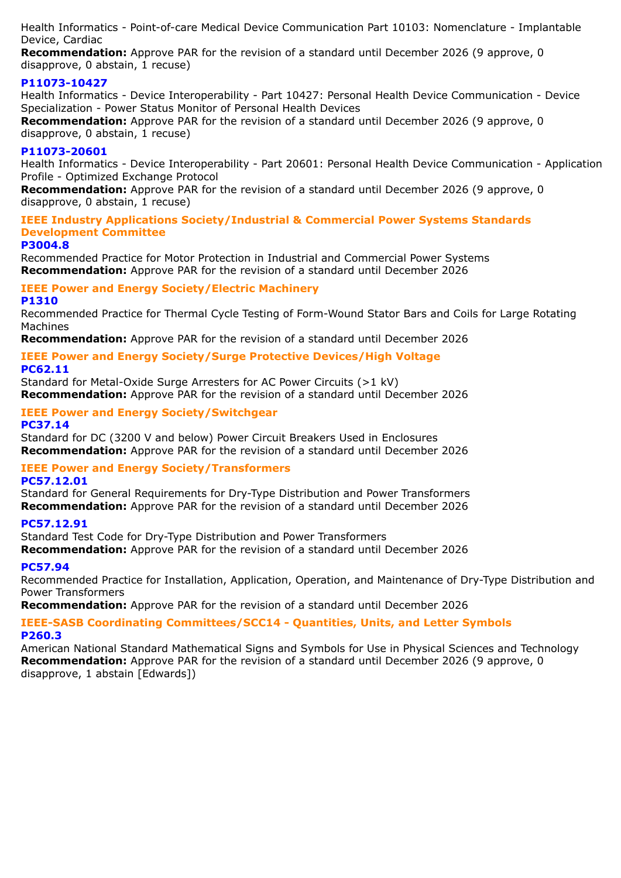Health Informatics - Point-of-care Medical Device Communication Part 10103: Nomenclature - Implantable Device, Cardiac
**Recommendation:** Approve PAR for the revision of a standard until December 2026 (9 approve, 0 disapprove, 0 abstain, 1 recuse)

### P11073-10427
Health Informatics - Device Interoperability - Part 10427: Personal Health Device Communication - Device Specialization - Power Status Monitor of Personal Health Devices
**Recommendation:** Approve PAR for the revision of a standard until December 2026 (9 approve, 0 disapprove, 0 abstain, 1 recuse)

### P11073-20601
Health Informatics - Device Interoperability - Part 20601: Personal Health Device Communication - Application Profile - Optimized Exchange Protocol
**Recommendation:** Approve PAR for the revision of a standard until December 2026 (9 approve, 0 disapprove, 0 abstain, 1 recuse)

## IEEE Industry Applications Society/Industrial & Commercial Power Systems Standards Development Committee

### P3004.8
Recommended Practice for Motor Protection in Industrial and Commercial Power Systems
**Recommendation:** Approve PAR for the revision of a standard until December 2026

## IEEE Power and Energy Society/Electric Machinery

### P1310
Recommended Practice for Thermal Cycle Testing of Form-Wound Stator Bars and Coils for Large Rotating Machines
**Recommendation:** Approve PAR for the revision of a standard until December 2026

## IEEE Power and Energy Society/Surge Protective Devices/High Voltage

### PC62.11
Standard for Metal-Oxide Surge Arresters for AC Power Circuits (>1 kV)
**Recommendation:** Approve PAR for the revision of a standard until December 2026

## IEEE Power and Energy Society/Switchgear

### PC37.14
Standard for DC (3200 V and below) Power Circuit Breakers Used in Enclosures
**Recommendation:** Approve PAR for the revision of a standard until December 2026

## IEEE Power and Energy Society/Transformers

### PC57.12.01
Standard for General Requirements for Dry-Type Distribution and Power Transformers
**Recommendation:** Approve PAR for the revision of a standard until December 2026

### PC57.12.91
Standard Test Code for Dry-Type Distribution and Power Transformers
**Recommendation:** Approve PAR for the revision of a standard until December 2026

### PC57.94
Recommended Practice for Installation, Application, Operation, and Maintenance of Dry-Type Distribution and Power Transformers
**Recommendation:** Approve PAR for the revision of a standard until December 2026

## IEEE-SASB Coordinating Committees/SCC14 - Quantities, Units, and Letter Symbols

### P260.3
American National Standard Mathematical Signs and Symbols for Use in Physical Sciences and Technology
**Recommendation:** Approve PAR for the revision of a standard until December 2026 (9 approve, 0 disapprove, 1 abstain [Edwards])